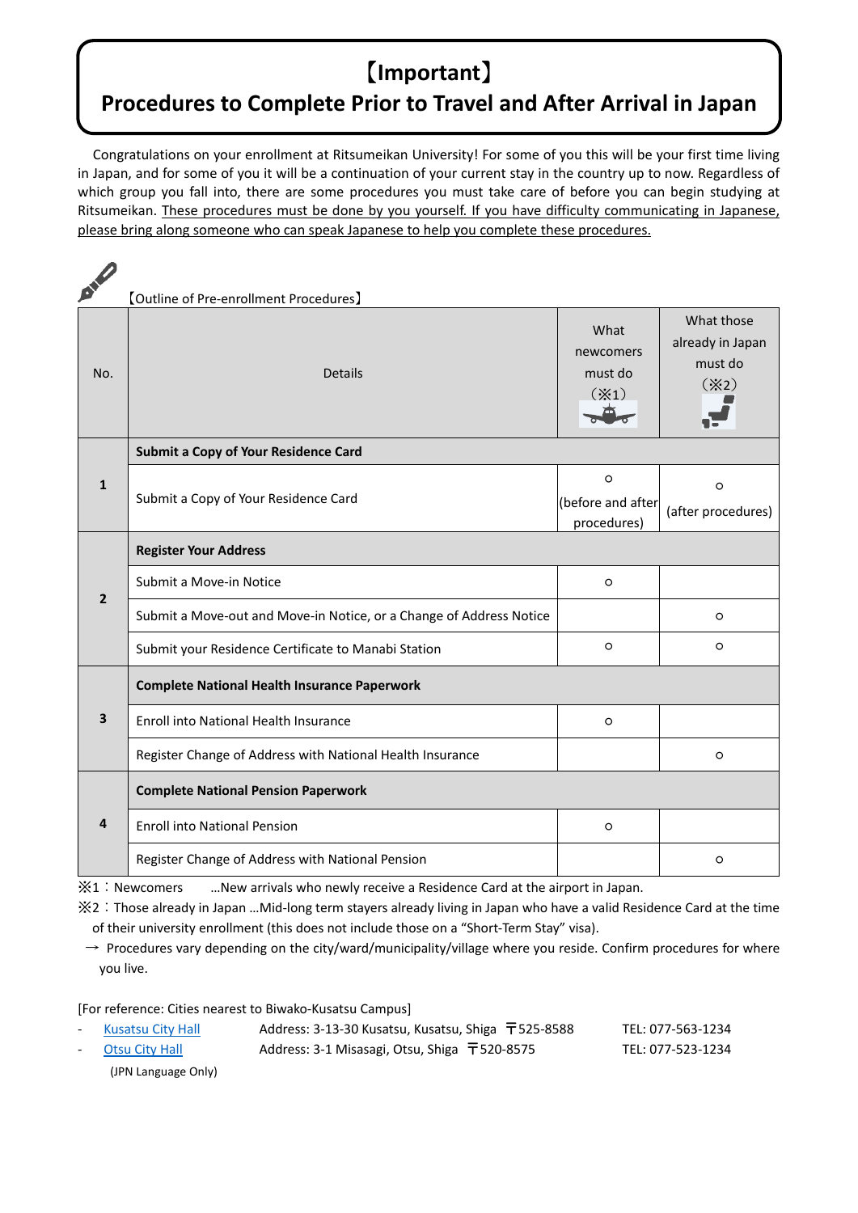# 【Important】 Procedures to Complete Prior to Travel and After Arrival in Japan

Congratulations on your enrollment at Ritsumeikan University! For some of you this will be your first time living in Japan, and for some of you it will be a continuation of your current stay in the country up to now. Regardless of which group you fall into, there are some procedures you must take care of before you can begin studying at Ritsumeikan. <u>These procedures must be done by you yourself. If you have difficulty communicating in Japanese, please bring along someone who can speak Japanese to help you complete these procedures.</u>

【Outline of Pre-enrollment Procedures】

| No. | Details | What newcomers must do (※1) | What those already in Japan must do (※2) |
|---|---|---|---|
| 1 | **Submit a Copy of Your Residence Card** | | |
| | Submit a Copy of Your Residence Card | ○ (before and after procedures) | ○ (after procedures) |
| 2 | **Register Your Address** | | |
| | Submit a Move-in Notice | ○ | |
| | Submit a Move-out and Move-in Notice, or a Change of Address Notice | | ○ |
| | Submit your Residence Certificate to Manabi Station | ○ | ○ |
| 3 | **Complete National Health Insurance Paperwork** | | |
| | Enroll into National Health Insurance | ○ | |
| | Register Change of Address with National Health Insurance | | ○ |
| 4 | **Complete National Pension Paperwork** | | |
| | Enroll into National Pension | ○ | |
| | Register Change of Address with National Pension | | ○ |

※1：Newcomers …New arrivals who newly receive a Residence Card at the airport in Japan.

※2：Those already in Japan …Mid-long term stayers already living in Japan who have a valid Residence Card at the time of their university enrollment (this does not include those on a "Short-Term Stay" visa).

→ Procedures vary depending on the city/ward/municipality/village where you reside. Confirm procedures for where you live.

[For reference: Cities nearest to Biwako-Kusatsu Campus]

- Kusatsu City Hall — Address: 3-13-30 Kusatsu, Kusatsu, Shiga 〒525-8588 — TEL: 077-563-1234
- Otsu City Hall — Address: 3-1 Misasagi, Otsu, Shiga 〒520-8575 — TEL: 077-523-1234

(JPN Language Only)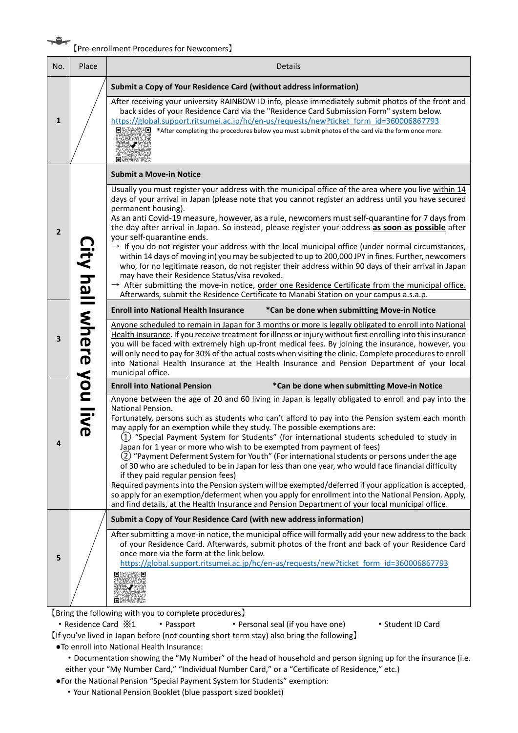【Pre-enrollment Procedures for Newcomers】

| No. | Place | Details |
|---|---|---|
| 1 | | **Submit a Copy of Your Residence Card (without address information)**<br>After receiving your university RAINBOW ID info, please immediately submit photos of the front and back sides of your Residence Card via the "Residence Card Submission Form" system below.<br>https://global.support.ritsumei.ac.jp/hc/en-us/requests/new?ticket_form_id=360006867793<br>*After completing the procedures below you must submit photos of the card via the form once more. |
| 2 | City hall where you live | **Submit a Move-in Notice**<br>Usually you must register your address with the municipal office of the area where you live within 14 days of your arrival in Japan (please note that you cannot register an address until you have secured permanent housing).<br>As an anti Covid-19 measure, however, as a rule, newcomers must self-quarantine for 7 days from the day after arrival in Japan. So instead, please register your address **as soon as possible** after your self-quarantine ends.<br>→ If you do not register your address with the local municipal office (under normal circumstances, within 14 days of moving in) you may be subjected to up to 200,000 JPY in fines. Further, newcomers who, for no legitimate reason, do not register their address within 90 days of their arrival in Japan may have their Residence Status/visa revoked.<br>→ After submitting the move-in notice, order one Residence Certificate from the municipal office. Afterwards, submit the Residence Certificate to Manabi Station on your campus a.s.a.p. |
| 3 | City hall where you live | **Enroll into National Health Insurance** *Can be done when submitting Move-in Notice<br>Anyone scheduled to remain in Japan for 3 months or more is legally obligated to enroll into National Health Insurance. If you receive treatment for illness or injury without first enrolling into this insurance you will be faced with extremely high up-front medical fees. By joining the insurance, however, you will only need to pay for 30% of the actual costs when visiting the clinic. Complete procedures to enroll into National Health Insurance at the Health Insurance and Pension Department of your local municipal office. |
| 4 | City hall where you live | **Enroll into National Pension** *Can be done when submitting Move-in Notice<br>Anyone between the age of 20 and 60 living in Japan is legally obligated to enroll and pay into the National Pension.<br>Fortunately, persons such as students who can't afford to pay into the Pension system each month may apply for an exemption while they study. The possible exemptions are:<br>① "Special Payment System for Students" (for international students scheduled to study in Japan for 1 year or more who wish to be exempted from payment of fees)<br>② "Payment Deferment System for Youth" (For international students or persons under the age of 30 who are scheduled to be in Japan for less than one year, who would face financial difficulty if they paid regular pension fees)<br>Required payments into the Pension system will be exempted/deferred if your application is accepted, so apply for an exemption/deferment when you apply for enrollment into the National Pension. Apply, and find details, at the Health Insurance and Pension Department of your local municipal office. |
| 5 | | **Submit a Copy of Your Residence Card (with new address information)**<br>After submitting a move-in notice, the municipal office will formally add your new address to the back of your Residence Card. Afterwards, submit photos of the front and back of your Residence Card once more via the form at the link below.<br>https://global.support.ritsumei.ac.jp/hc/en-us/requests/new?ticket_form_id=360006867793 |

【Bring the following with you to complete procedures】

- Residence Card ※1
- Passport
- Personal seal (if you have one)
- Student ID Card

【If you've lived in Japan before (not counting short-term stay) also bring the following】

- To enroll into National Health Insurance:
  - Documentation showing the "My Number" of the head of household and person signing up for the insurance (i.e. either your "My Number Card," "Individual Number Card," or a "Certificate of Residence," etc.)
- For the National Pension "Special Payment System for Students" exemption:
  - Your National Pension Booklet (blue passport sized booklet)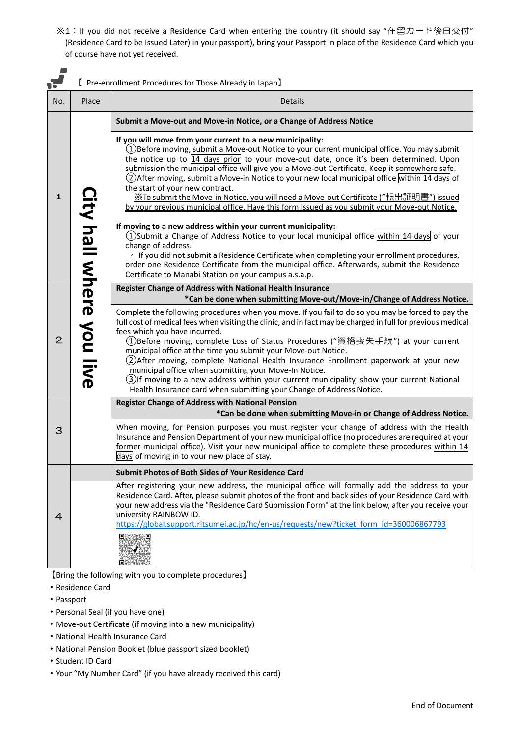※1：If you did not receive a Residence Card when entering the country (it should say “在留カード後日交付” (Residence Card to be Issued Later) in your passport), bring your Passport in place of the Residence Card which you of course have not yet received.

【 Pre-enrollment Procedures for Those Already in Japan】

| No. | Place | Details |
|---|---|---|
| 1 | City hall where you live | **Submit a Move-out and Move-in Notice, or a Change of Address Notice**<br><br>**If you will move from your current to a new municipality:**<br>①Before moving, submit a Move-out Notice to your current municipal office. You may submit the notice up to 14 days prior to your move-out date, once it’s been determined. Upon submission the municipal office will give you a Move-out Certificate. Keep it somewhere safe.<br>②After moving, submit a Move-in Notice to your new local municipal office within 14 days of the start of your new contract.<br>※To submit the Move-in Notice, you will need a Move-out Certificate (“転出証明書”) issued by your previous municipal office. Have this form issued as you submit your Move-out Notice.<br><br>**If moving to a new address within your current municipality:**<br>①Submit a Change of Address Notice to your local municipal office within 14 days of your change of address.<br>→ If you did not submit a Residence Certificate when completing your enrollment procedures, order one Residence Certificate from the municipal office. Afterwards, submit the Residence Certificate to Manabi Station on your campus a.s.a.p. |
| 2 | City hall where you live | **Register Change of Address with National Health Insurance**<br>**\*Can be done when submitting Move-out/Move-in/Change of Address Notice.**<br><br>Complete the following procedures when you move. If you fail to do so you may be forced to pay the full cost of medical fees when visiting the clinic, and in fact may be charged in full for previous medical fees which you have incurred.<br>①Before moving, complete Loss of Status Procedures (“資格喪失手続”) at your current municipal office at the time you submit your Move-out Notice.<br>②After moving, complete National Health Insurance Enrollment paperwork at your new municipal office when submitting your Move-In Notice.<br>③If moving to a new address within your current municipality, show your current National Health Insurance card when submitting your Change of Address Notice. |
| 3 | City hall where you live | **Register Change of Address with National Pension**<br>**\*Can be done when submitting Move-in or Change of Address Notice.**<br><br>When moving, for Pension purposes you must register your change of address with the Health Insurance and Pension Department of your new municipal office (no procedures are required at your former municipal office). Visit your new municipal office to complete these procedures within 14 days of moving in to your new place of stay. |
| 4 | | **Submit Photos of Both Sides of Your Residence Card**<br><br>After registering your new address, the municipal office will formally add the address to your Residence Card. After, please submit photos of the front and back sides of your Residence Card with your new address via the "Residence Card Submission Form" at the link below, after you receive your university RAINBOW ID.<br>https://global.support.ritsumei.ac.jp/hc/en-us/requests/new?ticket_form_id=360006867793 |

【Bring the following with you to complete procedures】

- Residence Card
- Passport
- Personal Seal (if you have one)
- Move-out Certificate (if moving into a new municipality)
- National Health Insurance Card
- National Pension Booklet (blue passport sized booklet)
- Student ID Card
- Your “My Number Card” (if you have already received this card)

End of Document